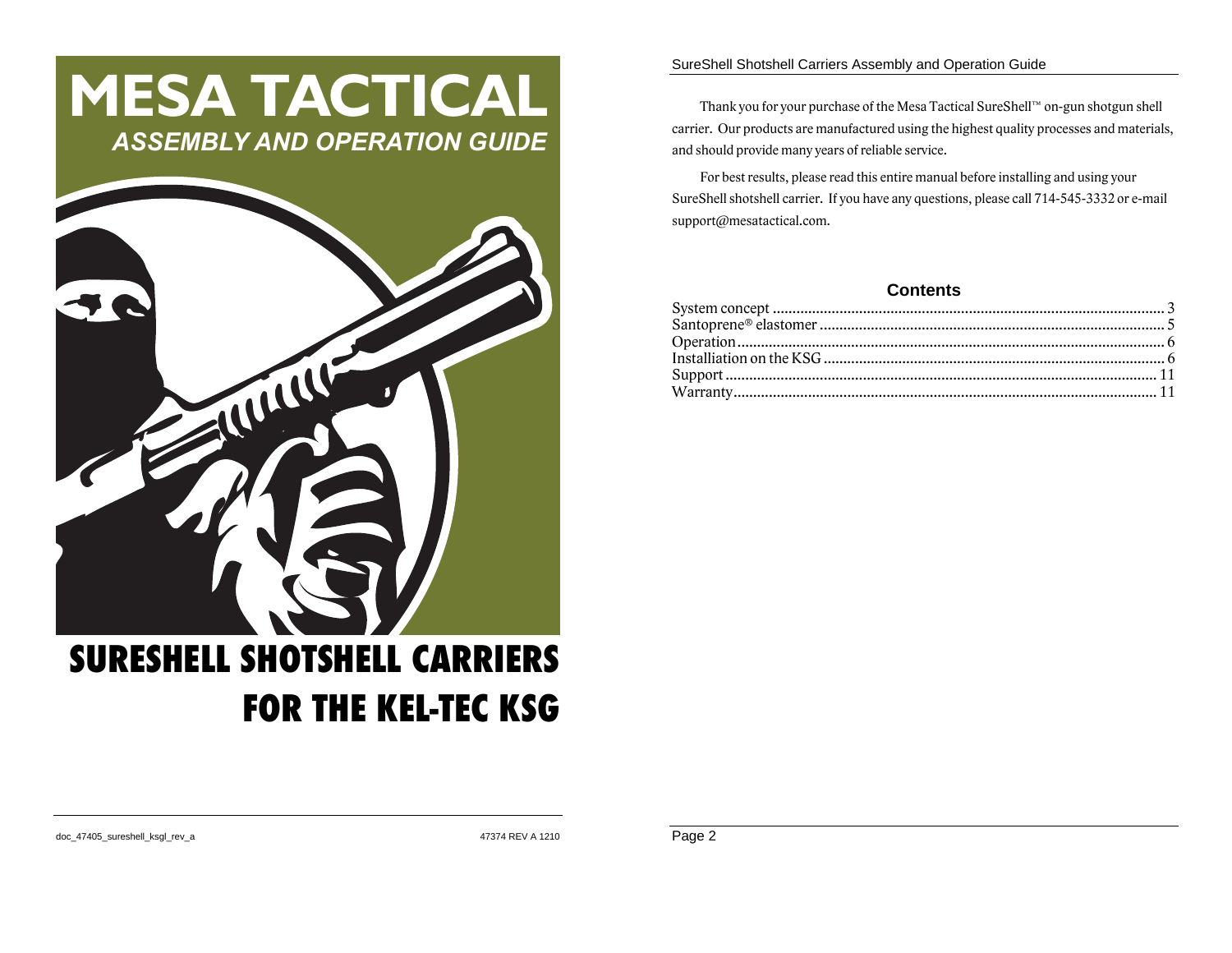# MESA TACTICAL

*ASSEMBLY AND OPERATION GUIDE*

# SURESHELL SHOTSHELL CARRIERS FOR THE KEL-TEC KSG

doc_47405_sureshell_ksgl_rev_a

47374 REV A 1210

Thank you for your purchase of the Mesa Tactical SureShell™ on-gun shotgun shell carrier. Our products are manufactured using the highest quality processes and materials, and should provide many years of reliable service.

For best results, please read this entire manual before installing and using your SureShell shotshell carrier. If you have any questions, please call 714-545-3332 or e-mail support@mesatactical.com.

## Contents

| Section | Page |
| --- | --- |
| System concept | 3 |
| Santoprene® elastomer | 5 |
| Operation | 6 |
| Installiation on the KSG | 6 |
| Support | 11 |
| Warranty | 11 |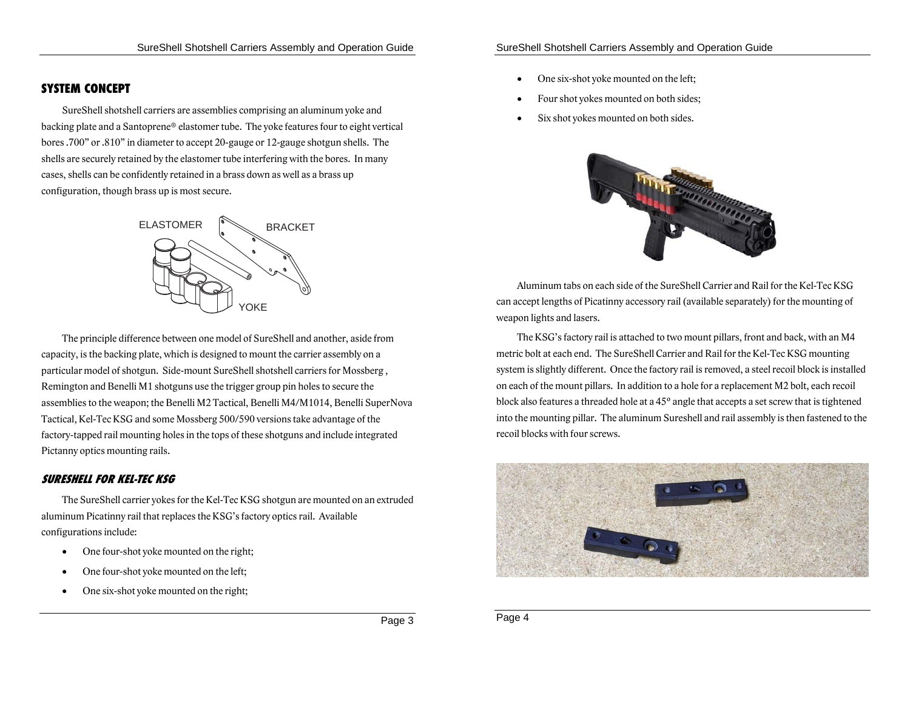## SYSTEM CONCEPT

SureShell shotshell carriers are assemblies comprising an aluminum yoke and backing plate and a Santoprene® elastomer tube. The yoke features four to eight vertical bores .700" or .810" in diameter to accept 20-gauge or 12-gauge shotgun shells. The shells are securely retained by the elastomer tube interfering with the bores. In many cases, shells can be confidently retained in a brass down as well as a brass up configuration, though brass up is most secure.

ELASTOMER BRACKET YOKE

The principle difference between one model of SureShell and another, aside from capacity, is the backing plate, which is designed to mount the carrier assembly on a particular model of shotgun. Side-mount SureShell shotshell carriers for Mossberg, Remington and Benelli M1 shotguns use the trigger group pin holes to secure the assemblies to the weapon; the Benelli M2 Tactical, Benelli M4/M1014, Benelli SuperNova Tactical, Kel-Tec KSG and some Mossberg 500/590 versions take advantage of the factory-tapped rail mounting holes in the tops of these shotguns and include integrated Pictanny optics mounting rails.

### *SURESHELL FOR KEL-TEC KSG*

The SureShell carrier yokes for the Kel-Tec KSG shotgun are mounted on an extruded aluminum Picatinny rail that replaces the KSG's factory optics rail. Available configurations include:

- One four-shot yoke mounted on the right;
- One four-shot yoke mounted on the left;
- One six-shot yoke mounted on the right;
- One six-shot yoke mounted on the left;
- Four shot yokes mounted on both sides;
- Six shot yokes mounted on both sides.

Aluminum tabs on each side of the SureShell Carrier and Rail for the Kel-Tec KSG can accept lengths of Picatinny accessory rail (available separately) for the mounting of weapon lights and lasers.

The KSG's factory rail is attached to two mount pillars, front and back, with an M4 metric bolt at each end. The SureShell Carrier and Rail for the Kel-Tec KSG mounting system is slightly different. Once the factory rail is removed, a steel recoil block is installed on each of the mount pillars. In addition to a hole for a replacement M2 bolt, each recoil block also features a threaded hole at a 45° angle that accepts a set screw that is tightened into the mounting pillar. The aluminum Sureshell and rail assembly is then fastened to the recoil blocks with four screws.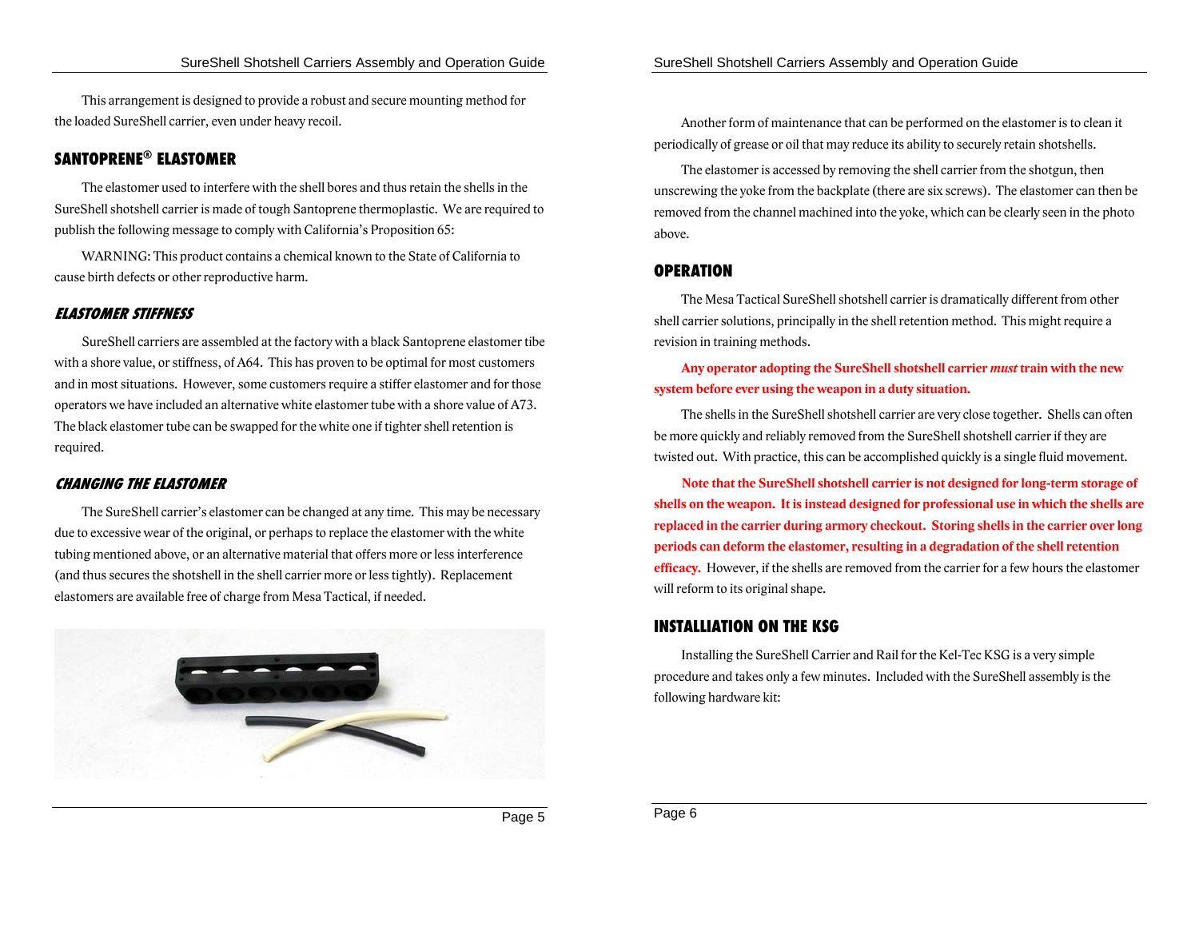This arrangement is designed to provide a robust and secure mounting method for the loaded SureShell carrier, even under heavy recoil.

## SANTOPRENE® ELASTOMER

The elastomer used to interfere with the shell bores and thus retain the shells in the SureShell shotshell carrier is made of tough Santoprene thermoplastic. We are required to publish the following message to comply with California's Proposition 65:

WARNING: This product contains a chemical known to the State of California to cause birth defects or other reproductive harm.

### *ELASTOMER STIFFNESS*

SureShell carriers are assembled at the factory with a black Santoprene elastomer tibe with a shore value, or stiffness, of A64. This has proven to be optimal for most customers and in most situations. However, some customers require a stiffer elastomer and for those operators we have included an alternative white elastomer tube with a shore value of A73. The black elastomer tube can be swapped for the white one if tighter shell retention is required.

### *CHANGING THE ELASTOMER*

The SureShell carrier's elastomer can be changed at any time. This may be necessary due to excessive wear of the original, or perhaps to replace the elastomer with the white tubing mentioned above, or an alternative material that offers more or less interference (and thus secures the shotshell in the shell carrier more or less tightly). Replacement elastomers are available free of charge from Mesa Tactical, if needed.

Another form of maintenance that can be performed on the elastomer is to clean it periodically of grease or oil that may reduce its ability to securely retain shotshells.

The elastomer is accessed by removing the shell carrier from the shotgun, then unscrewing the yoke from the backplate (there are six screws). The elastomer can then be removed from the channel machined into the yoke, which can be clearly seen in the photo above.

## OPERATION

The Mesa Tactical SureShell shotshell carrier is dramatically different from other shell carrier solutions, principally in the shell retention method. This might require a revision in training methods.

**Any operator adopting the SureShell shotshell carrier *must* train with the new system before ever using the weapon in a duty situation.**

The shells in the SureShell shotshell carrier are very close together. Shells can often be more quickly and reliably removed from the SureShell shotshell carrier if they are twisted out. With practice, this can be accomplished quickly is a single fluid movement.

**Note that the SureShell shotshell carrier is not designed for long-term storage of shells on the weapon. It is instead designed for professional use in which the shells are replaced in the carrier during armory checkout. Storing shells in the carrier over long periods can deform the elastomer, resulting in a degradation of the shell retention efficacy.** However, if the shells are removed from the carrier for a few hours the elastomer will reform to its original shape.

## INSTALLIATION ON THE KSG

Installing the SureShell Carrier and Rail for the Kel-Tec KSG is a very simple procedure and takes only a few minutes. Included with the SureShell assembly is the following hardware kit: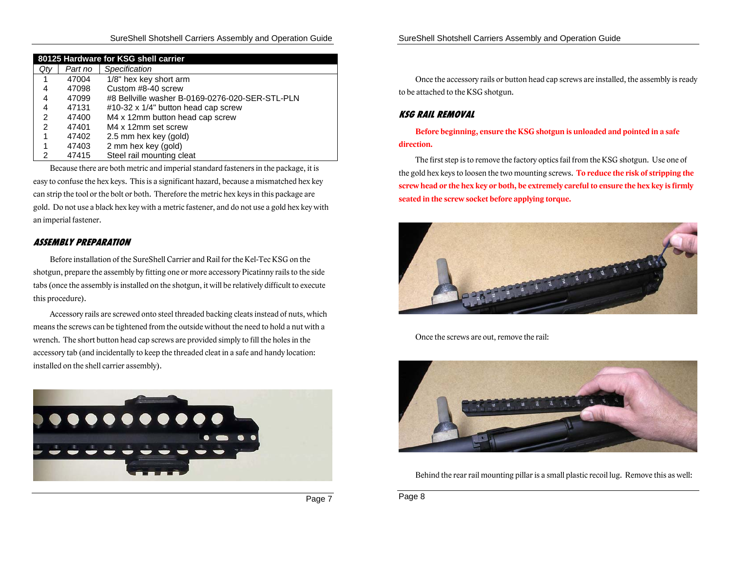| 80125 Hardware for KSG shell carrier | | |
|---|---|---|
| *Qty* | *Part no* | *Specification* |
| 1 | 47004 | 1/8" hex key short arm |
| 4 | 47098 | Custom #8-40 screw |
| 4 | 47099 | #8 Bellville washer B-0169-0276-020-SER-STL-PLN |
| 4 | 47131 | #10-32 x 1/4" button head cap screw |
| 2 | 47400 | M4 x 12mm button head cap screw |
| 2 | 47401 | M4 x 12mm set screw |
| 1 | 47402 | 2.5 mm hex key (gold) |
| 1 | 47403 | 2 mm hex key (gold) |
| 2 | 47415 | Steel rail mounting cleat |

Because there are both metric and imperial standard fasteners in the package, it is easy to confuse the hex keys. This is a significant hazard, because a mismatched hex key can strip the tool or the bolt or both. Therefore the metric hex keys in this package are gold. Do not use a black hex key with a metric fastener, and do not use a gold hex key with an imperial fastener.

## ASSEMBLY PREPARATION

Before installation of the SureShell Carrier and Rail for the Kel-Tec KSG on the shotgun, prepare the assembly by fitting one or more accessory Picatinny rails to the side tabs (once the assembly is installed on the shotgun, it will be relatively difficult to execute this procedure).

Accessory rails are screwed onto steel threaded backing cleats instead of nuts, which means the screws can be tightened from the outside without the need to hold a nut with a wrench. The short button head cap screws are provided simply to fill the holes in the accessory tab (and incidentally to keep the threaded cleat in a safe and handy location: installed on the shell carrier assembly).

Once the accessory rails or button head cap screws are installed, the assembly is ready to be attached to the KSG shotgun.

## KSG RAIL REMOVAL

**Before beginning, ensure the KSG shotgun is unloaded and pointed in a safe direction.**

The first step is to remove the factory optics fail from the KSG shotgun. Use one of the gold hex keys to loosen the two mounting screws. **To reduce the risk of stripping the screw head or the hex key or both, be extremely careful to ensure the hex key is firmly seated in the screw socket before applying torque.**

Once the screws are out, remove the rail:

Behind the rear rail mounting pillar is a small plastic recoil lug. Remove this as well: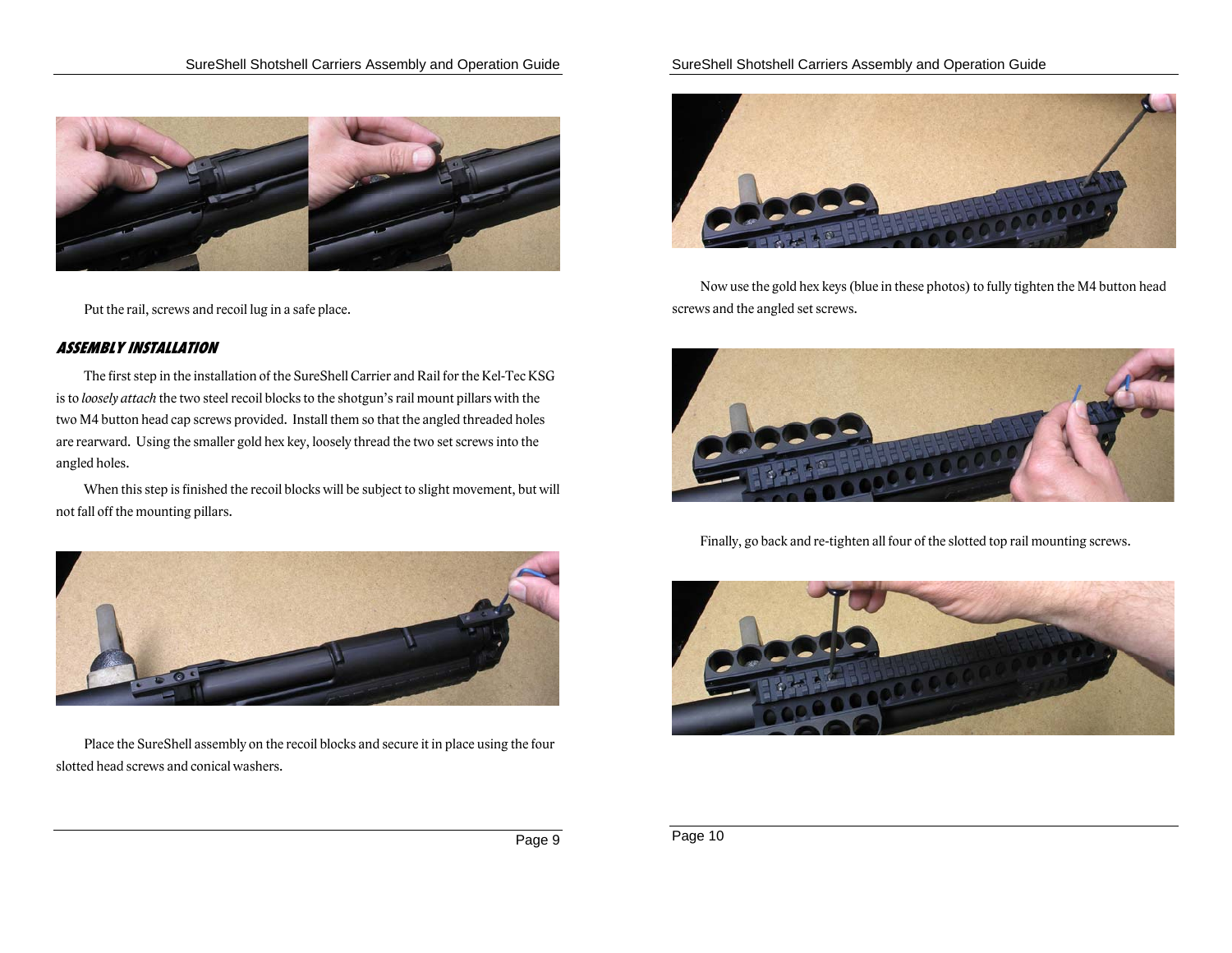Put the rail, screws and recoil lug in a safe place.

## ASSEMBLY INSTALLATION

The first step in the installation of the SureShell Carrier and Rail for the Kel-Tec KSG is to *loosely attach* the two steel recoil blocks to the shotgun's rail mount pillars with the two M4 button head cap screws provided. Install them so that the angled threaded holes are rearward. Using the smaller gold hex key, loosely thread the two set screws into the angled holes.

When this step is finished the recoil blocks will be subject to slight movement, but will not fall off the mounting pillars.

Place the SureShell assembly on the recoil blocks and secure it in place using the four slotted head screws and conical washers.

Now use the gold hex keys (blue in these photos) to fully tighten the M4 button head screws and the angled set screws.

Finally, go back and re-tighten all four of the slotted top rail mounting screws.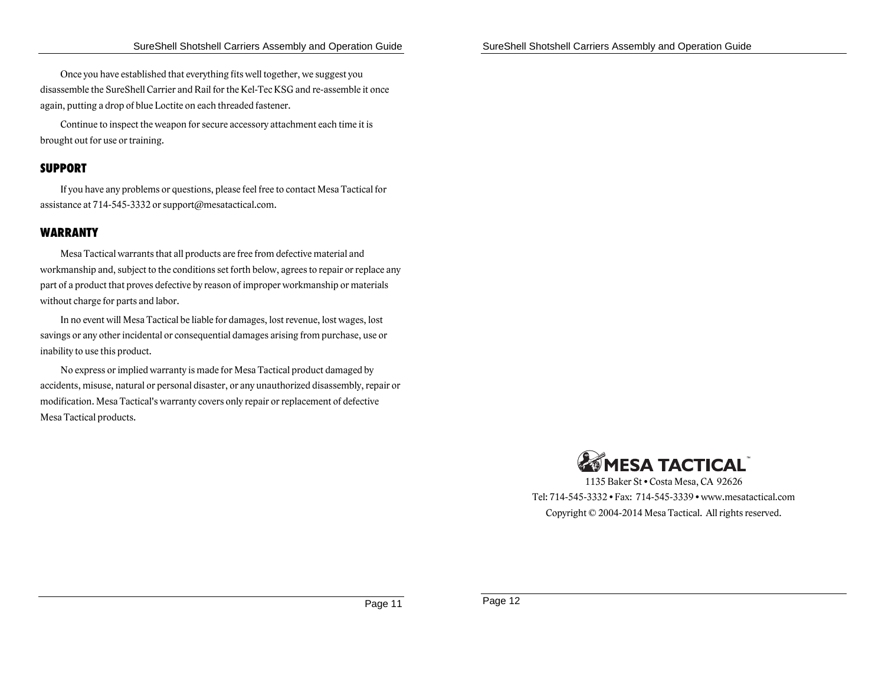Once you have established that everything fits well together, we suggest you disassemble the SureShell Carrier and Rail for the Kel-Tec KSG and re-assemble it once again, putting a drop of blue Loctite on each threaded fastener.

Continue to inspect the weapon for secure accessory attachment each time it is brought out for use or training.

## SUPPORT

If you have any problems or questions, please feel free to contact Mesa Tactical for assistance at 714-545-3332 or support@mesatactical.com.

## WARRANTY

Mesa Tactical warrants that all products are free from defective material and workmanship and, subject to the conditions set forth below, agrees to repair or replace any part of a product that proves defective by reason of improper workmanship or materials without charge for parts and labor.

In no event will Mesa Tactical be liable for damages, lost revenue, lost wages, lost savings or any other incidental or consequential damages arising from purchase, use or inability to use this product.

No express or implied warranty is made for Mesa Tactical product damaged by accidents, misuse, natural or personal disaster, or any unauthorized disassembly, repair or modification. Mesa Tactical's warranty covers only repair or replacement of defective Mesa Tactical products.

MESA TACTICAL™

1135 Baker St • Costa Mesa, CA 92626

Tel: 714-545-3332 • Fax: 714-545-3339 • www.mesatactical.com

Copyright © 2004-2014 Mesa Tactical. All rights reserved.